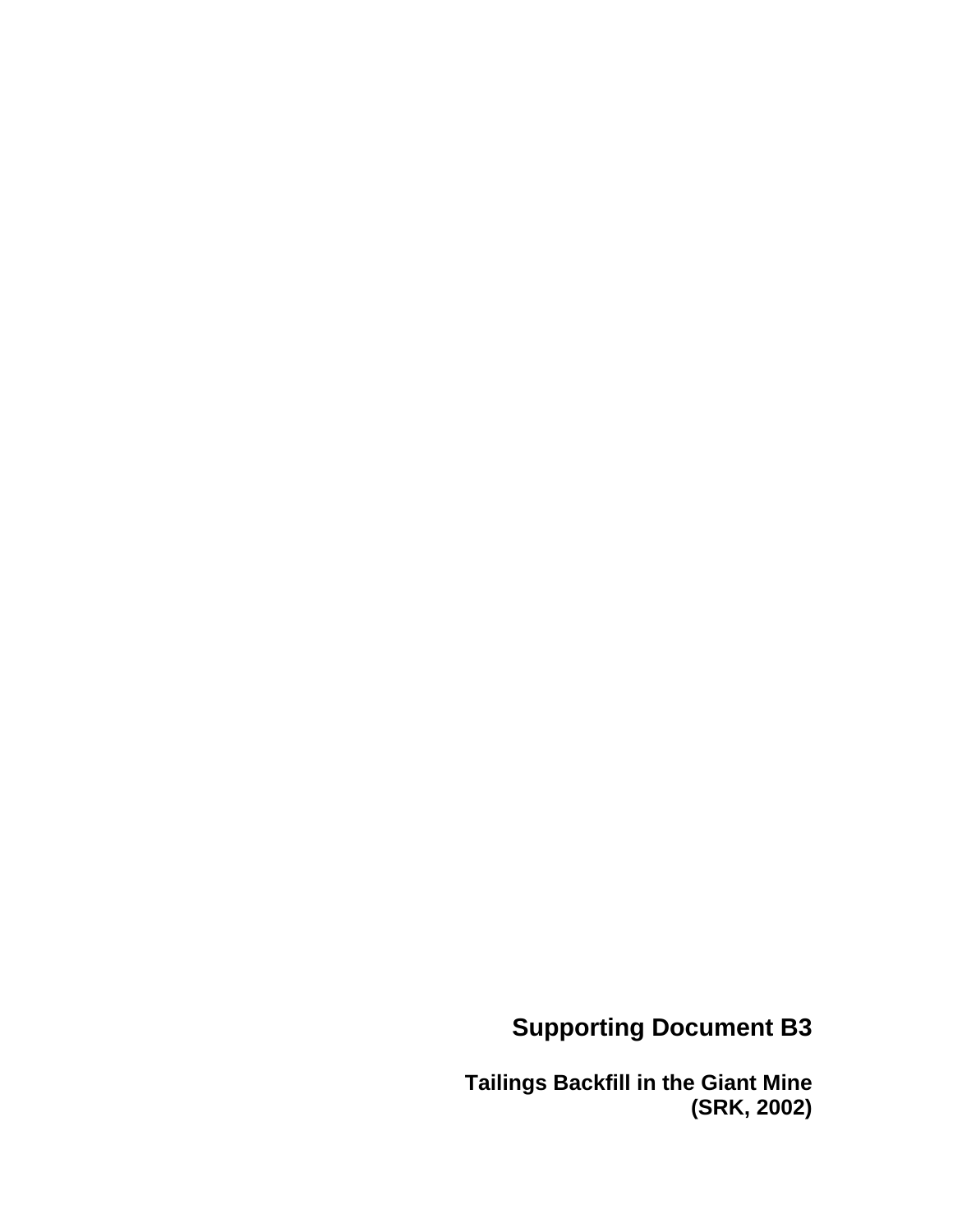# Supporting Document B3

**Tailings Backfill in the Giant Mine (SRK, 2002)**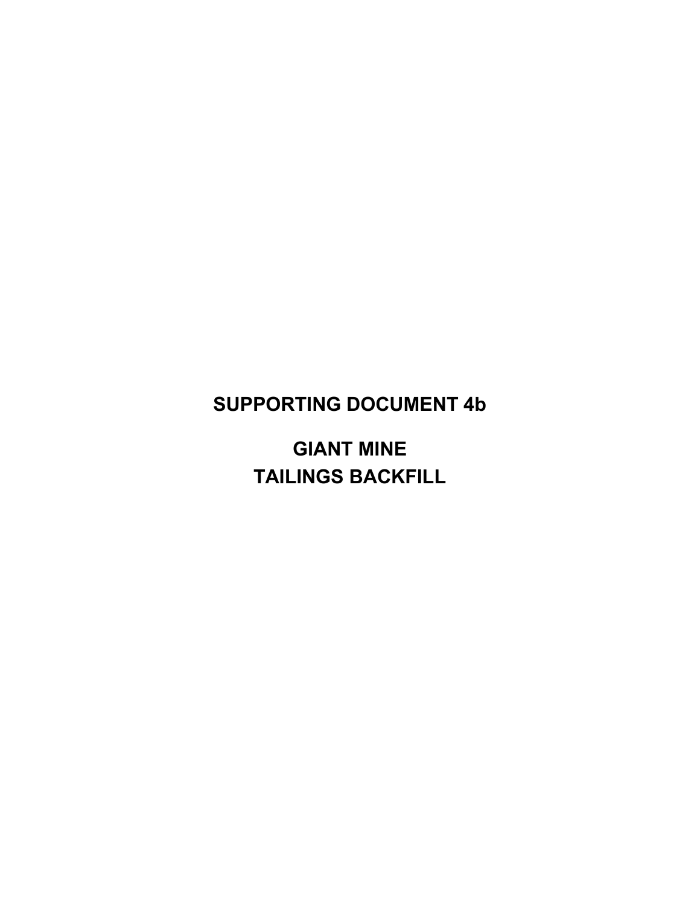# SUPPORTING DOCUMENT 4b

# GIANT MINE
# TAILINGS BACKFILL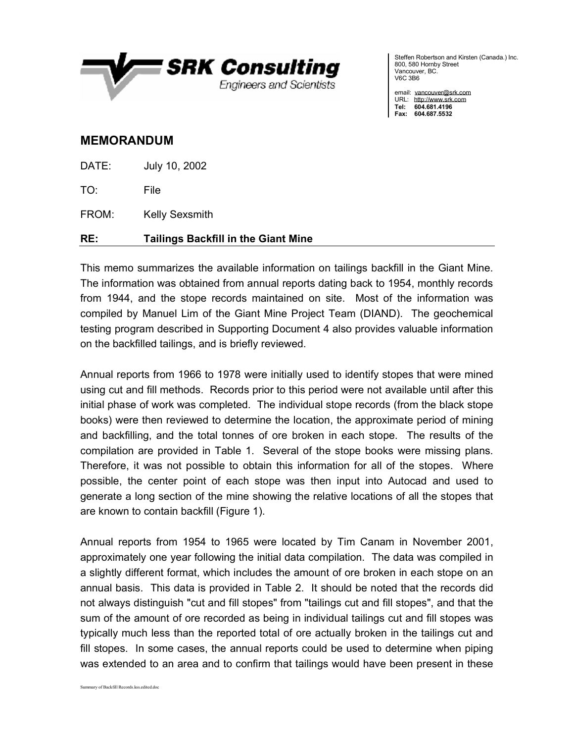Steffen Robertson and Kirsten (Canada.) Inc.
800, 580 Hornby Street
Vancouver, BC.
V6C 3B6

email: vancouver@srk.com
URL: http://www.srk.com
**Tel: 604.681.4196**
**Fax: 604.687.5532**

## MEMORANDUM

DATE: July 10, 2002

TO: File

FROM: Kelly Sexsmith

**RE: Tailings Backfill in the Giant Mine**

This memo summarizes the available information on tailings backfill in the Giant Mine. The information was obtained from annual reports dating back to 1954, monthly records from 1944, and the stope records maintained on site. Most of the information was compiled by Manuel Lim of the Giant Mine Project Team (DIAND). The geochemical testing program described in Supporting Document 4 also provides valuable information on the backfilled tailings, and is briefly reviewed.

Annual reports from 1966 to 1978 were initially used to identify stopes that were mined using cut and fill methods. Records prior to this period were not available until after this initial phase of work was completed. The individual stope records (from the black stope books) were then reviewed to determine the location, the approximate period of mining and backfilling, and the total tonnes of ore broken in each stope. The results of the compilation are provided in Table 1. Several of the stope books were missing plans. Therefore, it was not possible to obtain this information for all of the stopes. Where possible, the center point of each stope was then input into Autocad and used to generate a long section of the mine showing the relative locations of all the stopes that are known to contain backfill (Figure 1).

Annual reports from 1954 to 1965 were located by Tim Canam in November 2001, approximately one year following the initial data compilation. The data was compiled in a slightly different format, which includes the amount of ore broken in each stope on an annual basis. This data is provided in Table 2. It should be noted that the records did not always distinguish "cut and fill stopes" from "tailings cut and fill stopes", and that the sum of the amount of ore recorded as being in individual tailings cut and fill stopes was typically much less than the reported total of ore actually broken in the tailings cut and fill stopes. In some cases, the annual reports could be used to determine when piping was extended to an area and to confirm that tailings would have been present in these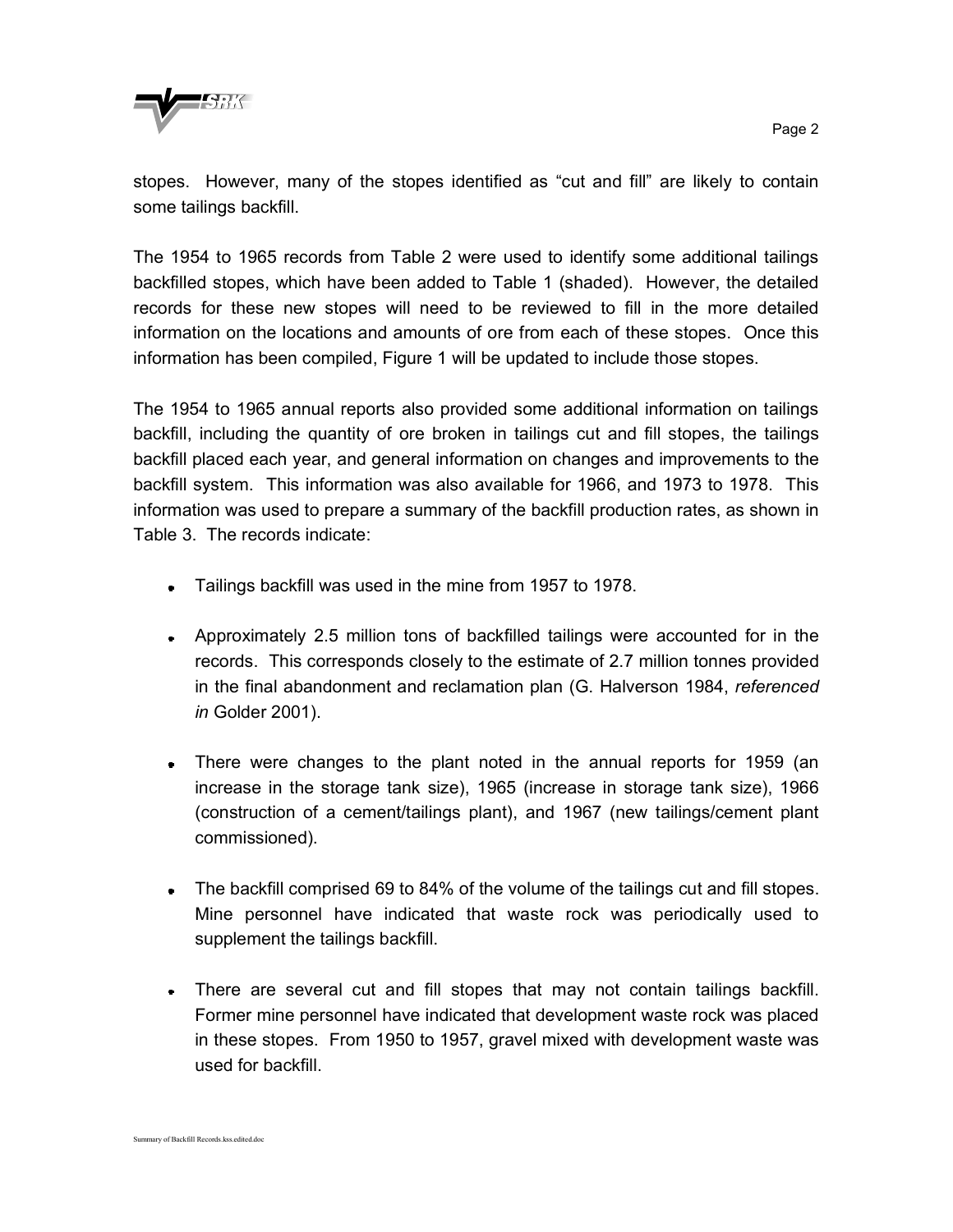stopes. However, many of the stopes identified as "cut and fill" are likely to contain some tailings backfill.

The 1954 to 1965 records from Table 2 were used to identify some additional tailings backfilled stopes, which have been added to Table 1 (shaded). However, the detailed records for these new stopes will need to be reviewed to fill in the more detailed information on the locations and amounts of ore from each of these stopes. Once this information has been compiled, Figure 1 will be updated to include those stopes.

The 1954 to 1965 annual reports also provided some additional information on tailings backfill, including the quantity of ore broken in tailings cut and fill stopes, the tailings backfill placed each year, and general information on changes and improvements to the backfill system. This information was also available for 1966, and 1973 to 1978. This information was used to prepare a summary of the backfill production rates, as shown in Table 3. The records indicate:

- Tailings backfill was used in the mine from 1957 to 1978.
- Approximately 2.5 million tons of backfilled tailings were accounted for in the records. This corresponds closely to the estimate of 2.7 million tonnes provided in the final abandonment and reclamation plan (G. Halverson 1984, *referenced in* Golder 2001).
- There were changes to the plant noted in the annual reports for 1959 (an increase in the storage tank size), 1965 (increase in storage tank size), 1966 (construction of a cement/tailings plant), and 1967 (new tailings/cement plant commissioned).
- The backfill comprised 69 to 84% of the volume of the tailings cut and fill stopes. Mine personnel have indicated that waste rock was periodically used to supplement the tailings backfill.
- There are several cut and fill stopes that may not contain tailings backfill. Former mine personnel have indicated that development waste rock was placed in these stopes. From 1950 to 1957, gravel mixed with development waste was used for backfill.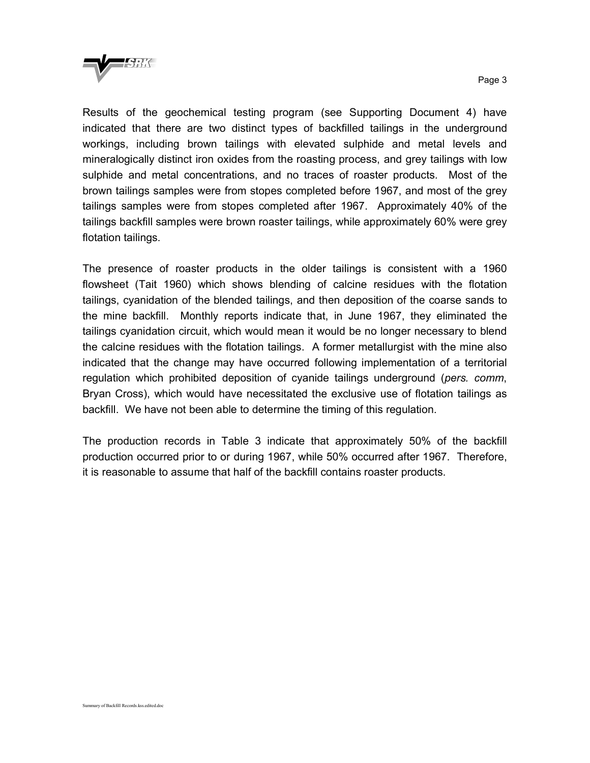Results of the geochemical testing program (see Supporting Document 4) have indicated that there are two distinct types of backfilled tailings in the underground workings, including brown tailings with elevated sulphide and metal levels and mineralogically distinct iron oxides from the roasting process, and grey tailings with low sulphide and metal concentrations, and no traces of roaster products. Most of the brown tailings samples were from stopes completed before 1967, and most of the grey tailings samples were from stopes completed after 1967. Approximately 40% of the tailings backfill samples were brown roaster tailings, while approximately 60% were grey flotation tailings.

The presence of roaster products in the older tailings is consistent with a 1960 flowsheet (Tait 1960) which shows blending of calcine residues with the flotation tailings, cyanidation of the blended tailings, and then deposition of the coarse sands to the mine backfill. Monthly reports indicate that, in June 1967, they eliminated the tailings cyanidation circuit, which would mean it would be no longer necessary to blend the calcine residues with the flotation tailings. A former metallurgist with the mine also indicated that the change may have occurred following implementation of a territorial regulation which prohibited deposition of cyanide tailings underground (*pers. comm*, Bryan Cross), which would have necessitated the exclusive use of flotation tailings as backfill. We have not been able to determine the timing of this regulation.

The production records in Table 3 indicate that approximately 50% of the backfill production occurred prior to or during 1967, while 50% occurred after 1967. Therefore, it is reasonable to assume that half of the backfill contains roaster products.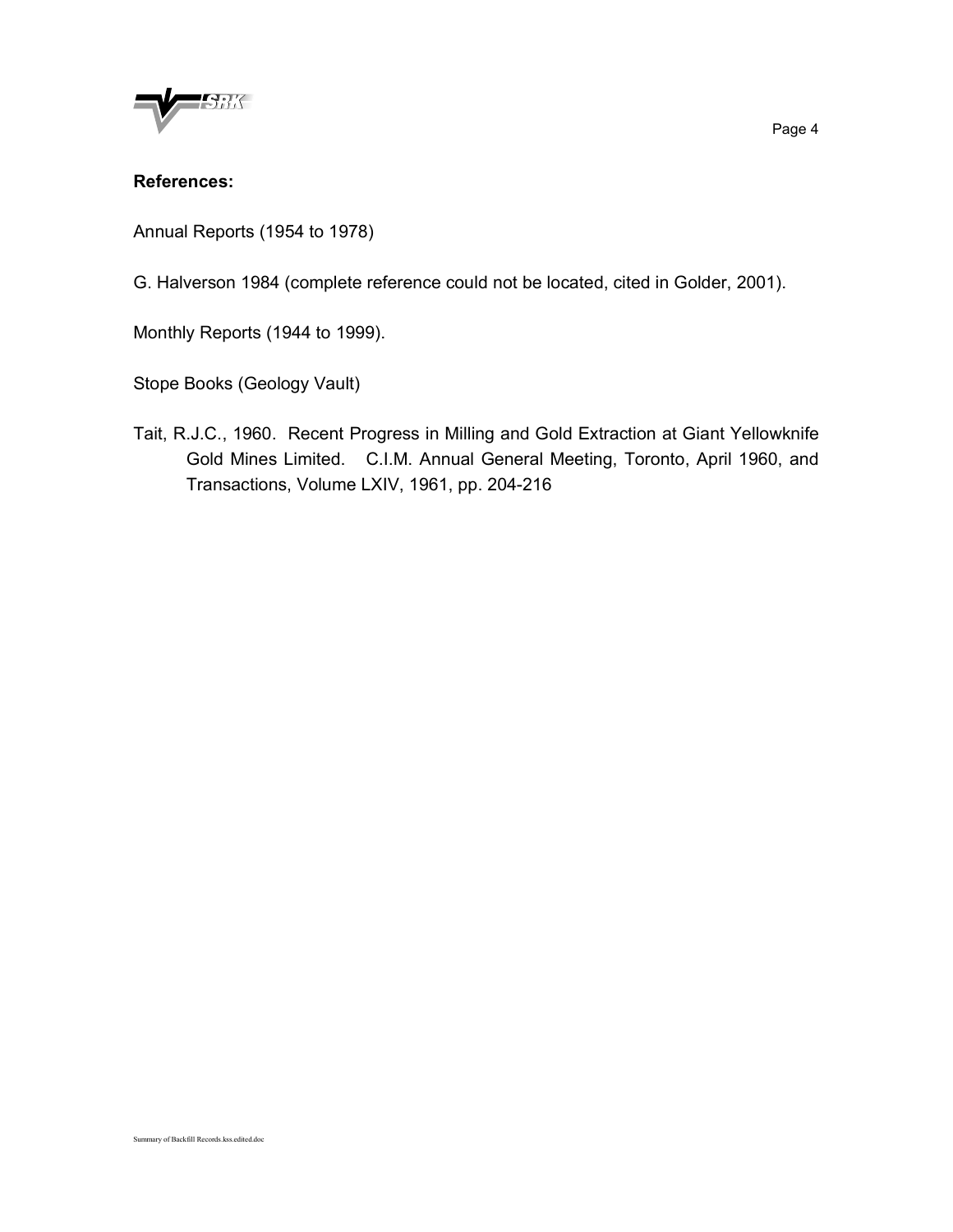**References:**

Annual Reports (1954 to 1978)

G. Halverson 1984 (complete reference could not be located, cited in Golder, 2001).

Monthly Reports (1944 to 1999).

Stope Books (Geology Vault)

Tait, R.J.C., 1960. Recent Progress in Milling and Gold Extraction at Giant Yellowknife Gold Mines Limited. C.I.M. Annual General Meeting, Toronto, April 1960, and Transactions, Volume LXIV, 1961, pp. 204-216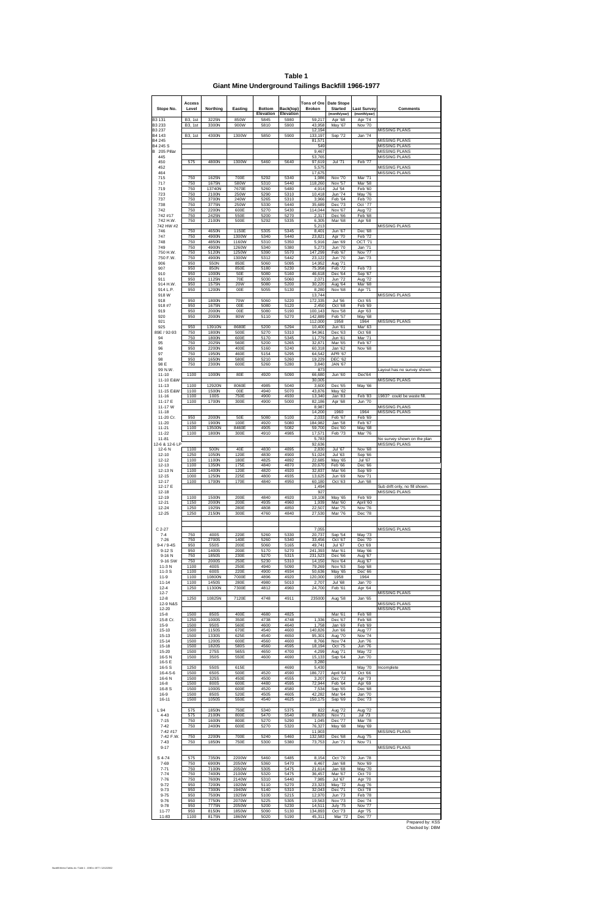# Table 1
## Giant Mine Underground Tailings Backfill 1966-1977

| Stope No. | Access Level | Northing | Easting | Bottom Elevation | Back(top) Elevation | Tons of Ore Broken | Date Stope Started (month/year) | Last Survey (month/year) | Comments |
|---|---|---|---|---|---|---|---|---|---|
| B3 131 | B3, 1st | 3225N | 850W | 5845 | 5980 | 59,217 | Apr '68 | Apr '74 | |
| B3 233 | B3, 1st | 3300N | 900W | 5810 | 5900 | 43,958 | May '67 | Nov '70 | |
| B3 237 | | | | | | 12,194 | | | MISSING PLANS |
| B4 143 | B3, 1st | 4300N | 1300W | 5850 | 5900 | 133,197 | Sep '72 | Jan '74 | |
| B4 245 | | | | | | 81,571 | | | MISSING PLANS |
| B4 245 S | | | | | | 549 | | | MISSING PLANS |
| B 205 Pillar | | | | | | 9,467 | | | MISSING PLANS |
| 445 | | | | | | 53,765 | | | MISSING PLANS |
| 450 | 575 | 4800N | 1300W | 5460 | 5640 | 97,619 | Jul '71 | Feb '77 | |
| 452 | | | | | | 5,575 | | | MISSING PLANS |
| 464 | | | | | | 17,675 | | | MISSING PLANS |
| 715 | 750 | 1625N | 700E | 5292 | 5340 | 1,986 | Nov '70 | Mar '71 | |
| 717 | 750 | 1675N | 580W | 5310 | 5440 | 118,260 | Nov '57 | Mar '58 | |
| 719 | 750 | 13740N | 7670E | 5260 | 5480 | 4,914 | Jul '54 | Feb '60 | |
| 723 | 750 | 2100N | 250W | 5290 | 5310 | 10,418 | Jun '74 | May '76 | |
| 737 | 750 | 3700N | 240W | 5265 | 5310 | 3,966 | Feb '64 | Feb '70 | |
| 738 | 750 | 3775N | 250W | 5330 | 5440 | 35,689 | Dec '73 | Oct '77 | |
| 742 | 750 | 2200N | 600E | 5270 | 5430 | 114,044 | Nov '67 | Aug '72 | |
| 742 #17 | 750 | 2425N | 550E | 5200 | 5270 | 2,317 | Dec '66 | Feb '68 | |
| 742 H.W. | 750 | 2100N | 500E | 5292 | 5335 | 6,305 | Mar '68 | Apr '68 | |
| 742 HW #2 | | | | | | 5,213 | | | MISSING PLANS |
| 746 | 750 | 4650N | 1150E | 5305 | 5345 | 8,401 | Jun '67 | Dec '68 | |
| 747 | 750 | 4900N | 1300W | 5340 | 5440 | 23,821 | Apr '70 | Feb '72 | |
| 748 | 750 | 4850N | 1160W | 5310 | 5350 | 5,916 | Jan '69 | OCT '71 | |
| 749 | 750 | 4900N | 1260W | 5340 | 5380 | 5,273 | Jun '70 | Jan '71 | |
| 750 H.W. | 750 | 5120N | 1250W | 5390 | 5570 | 147,299 | Feb '67 | Nov '77 | |
| 750 F.W. | 750 | 4900N | 1300W | 5312 | 5442 | 23,122 | Jun '70 | Jan '73 | |
| 906 | 950 | 550N | 850E | 5060 | 5095 | 14,952 | Aug '71 | | |
| 907 | 950 | 850N | 850E | 5180 | 5230 | 75,958 | Feb '72 | Feb '73 | |
| 910 | 950 | 1000N | 50E | 5080 | 5160 | 46,618 | Dec '64 | Sep '67 | |
| 911 | 950 | 1125N | 70E | 5030 | 5060 | 2,071 | Jun '72 | Aug '72 | |
| 914 H.W. | 950 | 1575N | 20W | 5080 | 5200 | 30,220 | Aug '64 | Mar '68 | |
| 914 L.P. | 950 | 1200N | 00E | 5055 | 5130 | 8,280 | Nov '68 | Apr '71 | |
| 918 W | | | | | | 13,744 | | | MISSING PLANS |
| 918 | 950 | 1800N | 70W | 5060 | 5220 | 172,335 | Jul '56 | Oct '65 | |
| 918 #7 | 950 | 1675N | 00E | 5080 | 5120 | 2,450 | Oct '68 | Feb '69 | |
| 919 | 950 | 2000N | 00E | 5080 | 5190 | 100,143 | Nov '58 | Apr '63 | |
| 920 | 950 | 2000N | 80W | 5110 | 5270 | 142,889 | Feb '57 | May '68 | |
| 921 | | | | | | 112,000 | 1958 | 1964 | MISSING PLANS |
| 925 | 950 | 13910N | 8680E | 5200 | 5294 | 10,400 | Jun '61 | Mar' 63 | |
| 89E / 92-93 | 750 | 1800N | 500E | 5270 | 5310 | 94,961 | Dec '63 | Oct '68 | |
| 94 | 750 | 1800N | 600E | 5170 | 5345 | 11,779 | Jun '61 | Mar '71 | |
| 95 | 750 | 2025N | 560E | 5200 | 5265 | 32,871 | Mar '65 | Feb '67 | |
| 96 | 950 | 2200N | 400E | 5160 | 5240 | 60,318 | Jan '62 | Nov '68 | |
| 97 | 750 | 1950N | 460E | 5154 | 5295 | 64,542 | APR '67 | | |
| 98 | 950 | 1650N | 580E | 5210 | 5260 | 19,229 | DEC '62 | | |
| 98 E | 750 | 2300N | 600E | 5260 | 5280 | 3,840 | JAN '67 | | |
| 99 N.W. | | | | | | 873 | | | Layout has no survey shown. |
| 11-10 | 1100 | 1000N | 80E | 4920 | 5090 | 66,680 | Jun '60 | Dec'64 | |
| 11-10 E&W | | | | | | 30,005 | | | MISSING PLANS |
| 11-13 | 1100 | 12920N | 8060E | 4985 | 5040 | 3,600 | Dec '65 | May '66 | |
| 11-15 E&W | 1100 | 1500N | 00E | 4940 | 5070 | 43,876 | May '62 | | |
| 11-16 | 1100 | 100S | 750E | 4900 | 4930 | 13,340 | Jan '83 | Feb '83 | 1983? could be waste fill. |
| 11-17 E | 1100 | 1700N | 300E | 4900 | 5000 | 82,186 | Apr '68 | Jun '70 | |
| 11-17 W | | | | | | 8,987 | | | MISSING PLANS |
| 11-18 | | | | | | 14,200 | 1960 | 1964 | MISSING PLANS |
| 11-20 Cr. | 950 | 2000N | 50E | 5080 | 5100 | 2,033 | Feb '67 | Feb '69 | |
| 11-20 | 1150 | 1900N | 100E | 4920 | 5080 | 184,982 | Jan '58 | Feb '67 | |
| 11-21 | 1100 | 13500N | 8460E | 4905 | 5082 | 59,700 | Dec '60 | May '68 | |
| 11-22 | 1100 | 1800N | 300E | 4910 | 4985 | 17,571 | Feb '73 | Mar '76 | |
| 11-81 | | | | | | 5,783 | | | No survey shown on the plan |
| 12-6 & 12-6 LP | | | | | | 92,636 | | | MISSING PLANS |
| 12-6 N | 1100 | 500N | 40E | 4830 | 4895 | 2,830 | Jul '67 | Nov '68 | |
| 12-10 | 1250 | 1050N | 120E | 4830 | 4900 | 51,024 | Jul '63 | Sep '66 | |
| 12-12 | 1100 | 1100N | 180E | 4825 | 4892 | 22,685 | May '65 | Jul '67 | |
| 12-13 | 1100 | 1350N | 175E | 4840 | 4870 | 20,670 | Feb '66 | Dec '66 | |
| 12-13 N | 1100 | 1400N | 120E | 4820 | 4920 | 32,837 | Mar '66 | Sep '69 | |
| 12-15 | 1000 | 1250N | 225E | 4800 | 4935 | 13,625 | Jun '69 | Nov '71 | |
| 12-17 | 1100 | 1700N | 170E | 4840 | 4950 | 60,180 | Oct '63 | Jun '68 | |
| 12-17 E | | | | | | 1,494 | | | Sub drift only, no fill shown. |
| 12-18 | | | | | | 927 | | | MISSING PLANS |
| 12-19 | 1100 | 1500N | 200E | 4840 | 4920 | 19,108 | May '65 | Feb '69 | |
| 12-21 | 1150 | 2000N | 200E | 4935 | 4960 | 1,939 | Mar '60 | April '60 | |
| 12-24 | 1250 | 1925N | 280E | 4808 | 4850 | 22,507 | Mar '75 | Nov '76 | |
| 12-25 | 1250 | 2150N | 300E | 4760 | 4840 | 27,530 | Mar '76 | Dec '78 | |
| | | | | | | | | | |
| C 2-27 | | | | | | 7,055 | | | MISSING PLANS |
| 7-4 | 750 | 400S | 220E | 5260 | 5330 | 20,737 | Sep '54 | May '73 | |
| 7-26 | 750 | 2700S | 140E | 5280 | 5340 | 33,456 | Oct '67 | Dec '70 | |
| 9-4 / 9-4S | 950 | 550S | 200E | 5060 | 5165 | 49,741 | Jul '67 | Oct '69 | |
| 9-12 S | 950 | 1400S | 200E | 5170 | 5270 | 241,393 | Mar '61 | May '66 | |
| 9-16 N | 750 | 1850S | 230E | 5270 | 5315 | 231,523 | Dec '66 | Aug '67 | |
| 9-16 SW | 750 | 2000S | 250E | 5230 | 5310 | 14,150 | Nov '64 | Aug '67 | |
| 11-3 N | 1100 | 400S | 250E | 4940 | 5090 | 79,269 | Nov '63 | Sep '68 | |
| 11-3 S | 1100 | 600S | 220E | 4900 | 4934 | 50,636 | May '65 | Dec '66 | |
| 11-9 | 1100 | 10800N | 7000E | 4896 | 4920 | 120,000 | 1958 | 1964 | |
| 11-14 | 1100 | 1450S | 280E | 4980 | 5010 | 2,707 | Jul '68 | Jan '70 | |
| 12-4 | 1250 | 11300N | 7300E | 4812 | 4960 | 24,700 | Feb '61 | Apr '64 | |
| 12-7 | | | | | | | | | MISSING PLANS |
| 12-8 | 1250 | 10825N | 7120E | 4748 | 4911 | 235000 | Aug '58 | Jan '65 | |
| 12-9 N&S | | | | | | | | | MISSING PLANS |
| 12-20 | | | | | | | | | MISSING PLANS |
| 15-8 | 1500 | 850S | 400E | 4680 | 4825 | | Mar '61 | Feb '68 | |
| 15-8 Cr. | 1250 | 1000S | 350E | 4738 | 4748 | 1,336 | Dec '67 | Feb '68 | |
| 15-9 | 1500 | 950S | 560E | 4600 | 4640 | 1,758 | Jan '69 | Feb '69 | |
| 15-10 | 1500 | 1150S | 670E | 4540 | 4600 | 140,826 | Jun '66 | Aug '77 | |
| 15-13 | 1500 | 1330S | 625E | 4540 | 4650 | 95,301 | Aug '70 | Nov '74 | |
| 15-14 | 1500 | 1200S | 600E | 4560 | 4600 | 8,766 | Nov '74 | Jun '76 | |
| 15-18 | 1500 | 1820S | 580S | 4560 | 4595 | 18,194 | Oct '75 | Jun '76 | |
| 15-20 | 1500 | 275S | 565S | 4650 | 4700 | 4,299 | Aug '71 | May '72 | |
| 16-5 N | 1500 | 350S | 550E | 4600 | 4690 | 15,133 | Sep '64 | Jun '70 | |
| 16-5 E | | | | | | 3,280 | | | |
| 16-5 S | 1250 | 550S | 615E | | 4690 | 5,430 | | May '70 | Incomplete |
| 16-4-5-6 | 1500 | 650S | 500E | 4520 | 4590 | 186,727 | April '64 | Oct '66 | |
| 16-6 N | 1500 | 325S | 450E | 4500 | 4555 | 3,207 | Dec '72 | Apr '73 | |
| 16-8 | 1500 | 800S | 600E | 4480 | 4595 | 72,944 | Feb '64 | Apr '69 | |
| 16-8 S | 1500 | 1000S | 600E | 4520 | 4580 | 7,534 | Sep '65 | Dec '68 | |
| 16-9 | 1500 | 850S | 520E | 4505 | 4605 | 42,282 | Mar '64 | Jan '70 | |
| 16-11 | 1500 | 1050S | 550E | 4540 | 4625 | 150,175 | Sep '69 | Dec '73 | |
| | | | | | | | | | |
| L 94 | 575 | 1850N | 750E | 5340 | 5375 | 822 | Aug '72 | Aug '72 | |
| 4-43 | 575 | 2100N | 800E | 5470 | 5540 | 89,620 | Nov '71 | Jul '73 | |
| 7-15 | 750 | 1600N | 800E | 5270 | 5290 | 1,045 | Dec '77 | Mar '78 | |
| 7-42 | 750 | 2400N | 600E | 5270 | 5320 | 76,327 | May '68 | May '69 | |
| 7-42 #17 | | | | | | 11,903 | | | MISSING PLANS |
| 7-42 F.W. | 750 | 2200N | 700E | 5240 | 5460 | 132,583 | Dec '68 | Aug '75 | |
| 7-43 | 750 | 1850N | 750E | 5300 | 5380 | 73,753 | Jun '71 | Nov '71 | |
| 9-17 | | | | | | | | | MISSING PLANS |
| | | | | | | | | | |
| S 4-74 | 575 | 7350N | 2200W | 5460 | 5485 | 8,154 | Oct '70 | Jun '78 | |
| 7-69 | 750 | 6900N | 2050W | 5360 | 5470 | 6,467 | Jan '68 | Nov '69 | |
| 7-71 | 750 | 7100N | 2050W | 5305 | 5475 | 21,614 | Jan '68 | May '70 | |
| 7-74 | 750 | 7400N | 2100W | 5320 | 5475 | 36,457 | Mar '67 | Oct '70 | |
| 7-76 | 750 | 7600N | 2140W | 5310 | 5440 | 7,985 | Jul '67 | Apr '70 | |
| 9-72 | 950 | 7200N | 1920W | 5110 | 5270 | 23,323 | May '72 | Aug '76 | |
| 9-73 | 950 | 7300N | 1940W | 5140 | 5310 | 32,043 | Dec '71 | Oct '78 | |
| 9-75 | 950 | 7500N | 1925W | 5100 | 5215 | 12,970 | Jun '73 | Feb '78 | |
| 9-76 | 950 | 7750N | 2070W | 5225 | 5305 | 19,563 | Nov '73 | Dec '74 | |
| 9-78 | 950 | 7775N | 2050W | 5200 | 5230 | 14,511 | July '75 | Nov '77 | |
| 11-77 | 950 | 8150N | 1850W | 5090 | 5130 | 134,893 | Oct '73 | Apr '75 | |
| 11-83 | 1100 | 8175N | 1860W | 5020 | 5190 | 45,311 | Mar '72 | Dec '77 | |

Prepared by: KSS
Checked by: DBM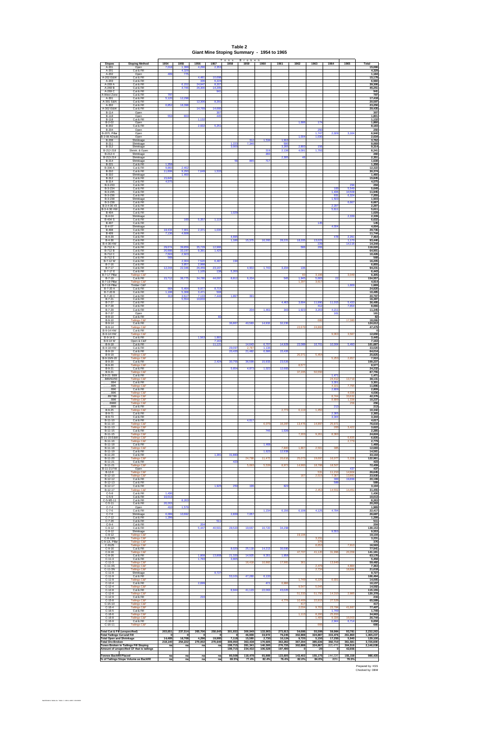# Table 2
## Giant Mine Stoping Summary - 1954 to 1965

| Stopes | Stoping Method | Tons Broken 1954 | 1955 | 1956 | 1957 | 1958 | 1959 | 1960 | 1961 | 1962 | 1963 | 1964 | 1965 | Total |
|---|---|---|---|---|---|---|---|---|---|---|---|---|---|---|
| A-201 | Open | 7,018 | 1,399 | 4,296 | 2,353 | | | | | | | | | 15,066 |
| A-201 | Cut & Fill | | 4,329 | | | | | | | | | | | 4,329 |
| A-202 | Open | 409 | 775 | | | | | | | | | | | 1,184 |
| A-202 E&W | Cut & Fill | | | 4,481 | 10,698 | | | | | | | | | 15,179 |
| A-203 | Cut & Fill | | | 336 | 6,224 | | | | | | | | | 6,560 |
| A-269 A | Cut & Fill | | 6,152 | 24,947 | 8,207 | | | | | | | | | 39,306 |
| A-269 B | Cut & Fill | | 4,746 | 26,300 | 14,205 | | | | | | | | | 45,251 |
| A-269 C | Cut & Fill | | | | 941 | | | | | | | | | 941 |
| A-West Zone | Cut & Fill | 797 | | | | | | | | | | | | 797 |
| A-301 | Cut & Fill | 5,120 | 12,298 | | | | | | | | | | | 17,418 |
| A-301 S&N | Cut & Fill | | | 12,306 | 8,291 | | | | | | | | | 20,597 |
| A-302 | Cut & Fill | 6,852 | 16,398 | | | | | | | | | | | 23,250 |
| A-302 E&W | Cut & Fill | | | 14,769 | 14,666 | | | | | | | | | 29,435 |
| B-114 | Open | | | | 307 | | | | | | | | | 307 |
| B-118 | Open | 553 | 1,048 | | | | | | | | | | | 1,601 |
| B-118 | Cut & Fill | | | 1,132 | | | | | | | | | | 1,132 |
| B-2-02 | Open | | | | | | | | | 1,686 | 174 | | | 1,860 |
| B-202 | Cut & Fill | | | 2,932 | 5,251 | | | | | | | | | 8,183 |
| B-204 | Open | | | | | | | | | | 250 | | | 250 |
| B-207L Pillar | Open | | | | | | | | | | 1,747 | 2,029 | 3,164 | 6,940 |
| B-2-08 ADrain | Open | | | | | | | | | 1,004 | 1,030 | | | 2,034 |
| B-208 | Shrinkage | | | | | | 312 | 1,534 | 1,916 | | | | | 3,762 |
| B-211 | Shrinkage | | | | | 1,223 | 7,346 | | 500 | | | | | 9,069 |
| B-212 | Shrinkage | | | | | 3,000 | | | 3,365 | 2,803 | 156 | | | 9,314 |
| B-212-218 | Shrink. & Open | | | | | | | 219 | 2,138 | 4,091 | 1,793 | | | 8,241 |
| B-212-4 | Shrinkage | | | | | | | 260 | | | | | | 260 |
| B-213-214 | Shrinkage | | | | | | | | 2,305 | 46 | | | | 2,351 |
| B-214 | Shrinkage | | | | | 56 | 865 | 717 | | | | | | 1,638 |
| B-221 | Cut & Fill | 1,358 | | | | | | | | | | | | 1,358 |
| B-306 A | Cut & Fill | 9,860 | 2,462 | | | | | | | | | | | 12,322 |
| B-310 | Cut & Fill | 11,699 | 9,253 | 7,949 | 1,533 | | | | | | | | | 30,374 |
| B-310 | Shrinkage | | 1,460 | | | | | | | | | | | 1,460 |
| B-312 | Cut & Fill | 15,845 | | | | | | | | | | | | 15,846 |
| B-314 | Cut & Fill | 4,575 | | | | | | | | | | | | 4,575 |
| B-3-233 | Cut & Fill | | | | | | | | | | | | 294 | 294 |
| B-3-234 | Cut & Fill | | | | | | | | | | | 300 | 5,549 | 5,849 |
| B-3-235 | Cut & Fill | | | | | | | | | | | 1,436 | 10,509 | 11,945 |
| B-3-236 | Cut & Fill | | | | | | | | | | | 931 | 6,324 | 7,255 |
| B-3-238 | Shrinkage | | | | | | | | | | | 1,503 | | 1,503 |
| B-3-238 | Cut & Fill | | | | | | | | | | | | 6,667 | 6,667 |
| B-3-4-36 #3 | Cut & Fill | | | | | | | | | | | 2,297 | | 2,297 |
| B-3-4-36 HW | Cut & Fill | | | | | | | | | | | 5,611 | | 5,611 |
| B-404 | Cut & Fill | | | | | 1,029 | | | | | | | | 1,029 |
| B-4-04 | Shrinkage | | | | | | | | | | | | 2,339 | 2,339 |
| B-404 S | Cut & Fill | | 160 | 5,357 | 1,115 | | | | | | | | | 6,632 |
| B-407 | Cut & Fill | | | | | | | | | | 145 | | | 145 |
| B-4-07 | Shrinkage | | | | | | | | | | | 4,004 | | 4,004 |
| B-408 | Cut & Fill | 18,434 | 7,901 | 2,371 | 1,030 | | | | | | | | | 29,736 |
| B-409 | Cut & Fill | 7,136 | 4,608 | | | | | | | | | | | 11,744 |
| B-4-29 | Cut & Fill | | | | | 4,695 | | | | | | 476 | 2,291 | 7,464 |
| B-4-36 | Cut & Fill | | | | | 1,195 | 15,375 | 16,260 | 28,221 | 18,205 | 13,023 | | 1,170 | 93,446 |
| B-4-36 HW | Cut & Fill | | | | | | | | | | 229 | | 14,115 | 14,344 |
| B-712 A | Cut & Fill | 29,674 | 39,659 | 35,729 | 12,966 | | | | | 586 | 206 | | | 119,020 |
| B-712 B | Cut & Fill | 20,888 | 33,197 | 9,391 | 1,425 | | | | | | | | | 64,901 |
| B-712 C | Cut & Fill | 7,503 | 2,923 | | | | | | | | | | | 10,426 |
| B-712 E | Cut & Fill | 568 | | | | | | | | | | | | 568 |
| B-7-12 W | Cut & Fill | | 2,004 | 7,326 | 6,487 | 194 | | | | | | | | 16,205 |
| B-7-16 | Cut & Fill | | 3,857 | 2,998 | | | | | | | | | | 6,855 |
| B-7-17 | Cut & Fill | 12,244 | 22,346 | 26,409 | 23,167 | | 4,902 | 1,743 | 3,234 | 136 | | | | 94,231 |
| B-7-17 E | Cut & Fill | | | 1,105 | 138 | 5,200 | | | | | | | | 6,443 |
| B-7-17 Pillar | Tailings C&F | | | | | | | | | 60 | 3,196 | | 3,049 | 6,305 |
| B-7-19 | Cut & Fill | 15,712 | 36,775 | 34,780 | 44,097 | 8,812 | 6,354 | | 545 | 1,945 | 5,605 | 22 | | 154,557 |
| B-7-19 Pillar | Tailings C&F | | | | | | | | | 1,297 | 3,617 | | | 4,914 |
| B-7-19 Pillar | Timber C&F | | | | | | | | | | | | 1,669 | 1,669 |
| B-7-20 A | Cut & Fill | 664 | 5,464 | 9,977 | 8,715 | | | | | | | | | 24,830 |
| B-7-20 B | Cut & Fill | 1,196 | 5,306 | 3,471 | 508 | | | | | | | | | 10,485 |
| B-7-20 C | Cut & Fill | 313 | 3,612 | 7,133 | 7,446 | 1,897 | 393 | | | | | | | 20,797 |
| B-7-21 | Cut & Fill | | 5,554 | 10,833 | | | | | | | | | | 16,387 |
| B-7-27 | Cut & Fill | | | | | | | | 4,463 | 3,694 | 11,890 | 11,015 | 5,433 | 36,495 |
| B-7-28 | Cut & Fill | | | | | | | | | | 412 | | 7,654 | 8,066 |
| B-7-29 | Cut & Fill | | | | | | 204 | 1,461 | 343 | 1,923 | 3,203 | 4,211 | | 11,345 |
| B-7-37 | Open | | | | | | | | | | | 161 | | 161 |
| B-9-10 | Cut & Fill | | | | 82 | | | | | | | | | 82 |
| B-9-10 | Tailings C&F | | | | | | | | | | 686 | | 17,380 | 18,066 |
| B-9-14 | Cut & Fill | | | | | 36,667 | 40,583 | 14,932 | 32,230 | | | | | 124,412 |
| B-9-14 | Tailings C&F | | | | | | | | | 22,679 | 24,800 | | | 47,479 |
| B-9-14 HW | Cut & Fill | | | | | | | | | | | | | 0 |
| B-9-14 HW | Tailings C&F | | | | | | | | | | | 9,063 | 3,587 | 12,650 |
| B-9-14 E | Cut & Fill | | | 1,583 | 1,862 | | | | | | | | | 3,445 |
| B-9-14 W | Open & C&F | | | | 7,163 | | | | | | | | | 7,163 |
| B-9-18 | Cut & Fill | | | | 13,121 | | 14,643 | 6,707 | 14,929 | 22,089 | 16,701 | 10,004 | 5,493 | 101,687 |
| B-9-18 HW | Cut & Fill | | | | | 29,097 | 2,787 | 1,136 | | | | | | 33,020 |
| B-9-19 | Cut & Fill | | | | | 20,420 | 21,482 | 6,686 | 15,426 | | | | | 64,014 |
| B-9-19 | Tailings C&F | | | | | | | | | 20,371 | 5,454 | | | 25,825 |
| B-9-19/B-20 | Tailings C&F | | | | | | | | | | | 5,253 | 2,657 | 7,910 |
| B-9-20 | Cut & Fill | | | | 2,424 | 30,756 | 36,599 | 15,938 | 23,520 | | | | | 109,237 |
| B-9-20 | Tailings C&F | | | | | | | | | 8,577 | | | | 8,577 |
| B-9-21 | Cut & Fill | | | | | 5,654 | 4,873 | 1,022 | 12,683 | | | | | 24,232 |
| B-9-21 | Tailings C&F | | | | | | | | | 37,205 | 50,550 | | | 87,755 |
| B-9-21: B89 | Cut & Fill | | | | | | | | | | | 1,471 | | 1,471 |
| ...B89/92/93 | Tailings C&F | | | | | | | | | | | 24,412 | 13,719 | 38,131 |
| .......B94 | Cut & Fill | | | | | | | | | | | 3,301 | | 3,301 |
| .......B95 | Tailings C&F | | | | | | | | | | | 4,101 | 7,795 | 11,896 |
| .......B96 | Cut & Fill | | | | | | | | | | | 2,809 | | 2,809 |
| .......B96 | Tailings C&F | | | | | | | | | | | | 4,036 | 4,036 |
| .......B97/99 | Tailings C&F | | | | | | | | | | | 8,744 | 33,632 | 42,376 |
| .......B98E | Tailings C&F | | | | | | | | | | | 8,899 | 1,338 | 10,237 |
| .......B98E | Tailings C&F | | | | | | | | | | | | 256 | 256 |
| .......B99 | Tailings C&F | | | | | | | | | | | 213 | | 213 |
| B-9-25 | Tailings C&F | | | | | | | | 2,773 | 6,119 | 1,450 | | | 10,342 |
| B-9-71 | Cut & Fill | | | | | | | | | | | 2,365 | | 2,365 |
| B-9-73 | Cut & Fill | | | | | | | | | | | 3,344 | | 3,344 |
| B-11-10 | Cut & Fill | | | | | | 4,617 | | | | | | | 4,617 |
| B-11-10 | Tailings C&F | | | | | | | 6,079 | 16,287 | 13,476 | 14,897 | 25,671 | | 76,610 |
| B-11-13 | Tailings C&F | | | | | | | | | | | 200 | 3,422 | 3,622 |
| B-11-15 | Cut & Fill | | | | | | | 746 | 1,539 | | | | | 2,285 |
| B-11-15 | Tailings C&F | | | | | | | | | 7,203 | 9,261 | 8,360 | | 24,824 |
| B-11-15 E&W | Tailings C&F | | | | | | | | | | | | 6,835 | 6,835 |
| B-11-16 | Tailings C&F | | | | | | | | | | | | 2,779 | 2,779 |
| B-11-18 | Cut & Fill | | | | | | | 1,468 | | | | | | 1,468 |
| B-11-18 | Tailings C&F | | | | | | | | 7,840 | 1,867 | 2,591 | 385 | | 12,683 |
| B-11-19 | Cut & Fill | | | | | | | 1,623 | 12,938 | | | | | 14,561 |
| B-11-20 | Cut & Fill | | | | 1,281 | 31,883 | | | | | | | | 33,164 |
| B-11-20 | Tailings C&F | | | | | | 24,798 | 11,472 | 20,610 | 25,073 | 19,697 | 16,077 | 5,234 | 122,961 |
| B-11-21 | Cut & Fill | | | | | 423 | | | | | | | | 423 |
| B-11-21 | Tailings C&F | | | | | | 5,893 | 5,539 | 8,972 | 14,960 | 18,788 | 18,507 | | 72,459 |
| B-11-21 FW | Open | | | | | | | | | | | | 437 | 437 |
| B-12-6 | Tailings C&F | | | | | | | | | | 531 | 11,210 | 14,904 | 26,645 |
| B-12-10 | Tailings C&F | | | | | | | | | 167 | 2,515 | 7,367 | 13,881 | 23,930 |
| B-12-12 | Tailings C&F | | | | | | | | | | | 300 | 19,896 | 20,196 |
| B-12-13 | Cut & Fill | | | | | | | | | | | 599 | | 599 |
| B-12-17 | Cut & Fill | | | | 1,925 | 250 | 196 | | 823 | | | | | 3,194 |
| B-12-17 | Tailings C&F | | | | | | | | | | 2,452 | 14,551 | 14,451 | 31,455 |
| C-5-8 | Cut & Fill | 1,436 | | | | | | | | | | | | 1,436 |
| C-5-9 | Cut & Fill | 10,013 | | | | | | | | | | | | 10,013 |
| C-5-9/5-11 | Cut & Fill | | 8,263 | | | | | | | | | | | 8,263 |
| C-5-11 | Cut & Fill | 20,253 | | | | | | | | | | | | 20,253 |
| C-7-4 | Open | 410 | 1,579 | | | | | | | | | | | 1,989 |
| C-7-6 | Cut & Fill | | | | | | | 1,234 | 6,156 | 6,108 | 4,125 | 4,794 | | 22,417 |
| C-7-6 | Shrinkage | 6,099 | 10,692 | | | 2,839 | 7,057 | | | | | | | 26,687 |
| C-7-12 | Cut & Fill | 1,299 | | | | | | | | | | | | 1,299 |
| C-7-28 | Cut & Fill | | | | 511 | | | | | | | | | 511 |
| C-9-4 | Cut & Fill | | | 204 | | | | | | | | | | 204 |
| C-9-12 | Cut & Fill | | | 5,447 | 40,501 | 28,520 | 19,667 | 10,725 | 34,298 | | | | | 139,153 |
| C-9-12 | Shrinkage | | | | | | | | | | | 9,553 | | 9,553 |
| C-9-12 | Tailings C&F | | | | | | | | | 19,104 | | | | 19,104 |
| C-9-12N | Tailings C&F | | | | | | | | | | 3,231 | | | 3,231 |
| C-9-12L Pillar | Tailings C&F | | | | | | | | | | 376 | | | 376 |
| C-9125 | Tailings C&F | | | | | | | | | | 8,653 | | 7,910 | 16,563 |
| C-9-16 | Cut & Fill | | | | | 8,020 | 25,118 | 14,213 | 30,590 | | | | | 77,941 |
| C-9-16 | Tailings C&F | | | | | | | | | 47,707 | 41,120 | 31,996 | 20,358 | 141,181 |
| C-9-26 | Cut & Fill | | | 1,809 | 13,808 | 21,328 | 14,925 | 9,351 | 1,959 | | | | | 63,170 |
| C-11-3 | Cut & Fill | | | 1,793 | | 3,665 | | | | | | | | 5,458 |
| C-11-3 | Tailings C&F | | | | | | 18,416 | 10,892 | 17,981 | 361 | | 13,840 | | 59,492 |
| C-11-3S | Tailings C&F | | | | | | | | | | 2,479 | | 4,884 | 7,363 |
| C-11-3N | Tailings C&F | | | | | | | | | | 2,734 | | 18,884 | 21,618 |
| C-11-9 | Shrinkage | | | | 9,727 | | | | | | | | | 9,727 |
| C-11-9 | Cut & Fill | | | | | 53,101 | 47,260 | 6,133 | | | | | | 106,494 |
| C-11-9 | Tailings C&F | | | | | | | | | 1,749 | 6,225 | 6,031 | | 14,005 |
| C-12-4 | Cut & Fill | | | 2,699 | | | | 472 | 6,986 | | | | | 10,157 |
| C-12-4 | Tailings C&F | | | | | | | | | 8,547 | 6,045 | | | 14,592 |
| C-12-8 | Cut & Fill | | | | | 8,944 | 41,123 | 22,062 | 43,025 | | | | | 115,155 |
| C-12-8 | Tailings C&F | | | | | | | | | 51,330 | 51,750 | 14,310 | 2,985 | 120,375 |
| C-12-9 | Cut & Fill | | | 216 | | | | | | | | | | 216 |
| C-15-8 | Tailings C&F | | | | | | | | 4,779 | 10,469 | 22,815 | 27,526 | | 65,589 |
| C-15-10 | Tailings C&F | | | | | | | | | 417 | | | | 417 |
| C-16-4 | Tailings C&F | | | | | | | | | 2,034 | 9,702 | 23,764 | 41,897 | 77,407 |
| C-16-5 | Cut & Fill | | | | | | | | | | | 1,749 | | 1,749 |
| C-16-6 | Tailings C&F | | | | | | | | | 1,113 | 8,200 | 25,650 | | 34,963 |
| C-16-8 | Tailings C&F | | | | | | | | | | 1,405 | 9,336 | 16,003 | 26,744 |
| C-16-9 | Tailings C&F | | | | | | | | | | | 2,944 | 6,714 | 9,658 |
| C-16-11 | Tailings C&F | | | | | | | | | | 666 | | | 666 |
| **Total Cut & Fill (unspecified)** | | 203,651 | 237,514 | 265,706 | 250,645 | 301,932 | 300,949 | 133,903 | 273,813 | 54,666 | 55,599 | 59,586 | 93,781 | 2,232,252 |
| **Total Tailings Cut and Fill** | | 0 | 0 | 0 | 0 | 0 | 46,909 | 33,972 | 79,245 | 302,888 | 324,887 | 315,476 | 161,800 | 1,365,237 |
| **Total Open and Shrinkage** | | 14,489 | 16,708 | 4,296 | 19,995 | 7,118 | 15,580 | 2,730 | 10,124 | 9,720 | 5,150 | 17,250 | 5,940 | 129,100 |
| **Total Ore Broken** | | 218,140 | 254,222 | 270,002 | 270,640 | 309,050 | 363,438 | 170,605 | 363,282 | 367,294 | 385,636 | 392,710 | 261,581 | 3,726,600 |
| **Tones Broken in Tailings Fill Stoping** | | na | na | na | na | 199,715 | 281,341 | 140,586 | 276,755 | 302,888 | 324,867 | 315,476 | 104,516 | 2,146,038 |
| **Amount of unspecified CF that is tailings** | | | | | | 199,715 | 234,432 | 106,528 | 197,490 | 0 | -20 | 0 | 42,656 | |
| **Tonnes Backfill Placed** | | na | na | na | na | 80,508 | 118,478 | 65,888 | 123,905 | 143,402 | 155,175 | 144,220 | 155,158 | 986,435 |
| **% of Tailings Stope Volume as Backfill** | | na | na | na | na | 69.5% | 77.4% | 82.4% | 76.4% | 82.0% | 84.0% | 80% | 78.5% | |

Prepared by: KSS
Checked by: DBM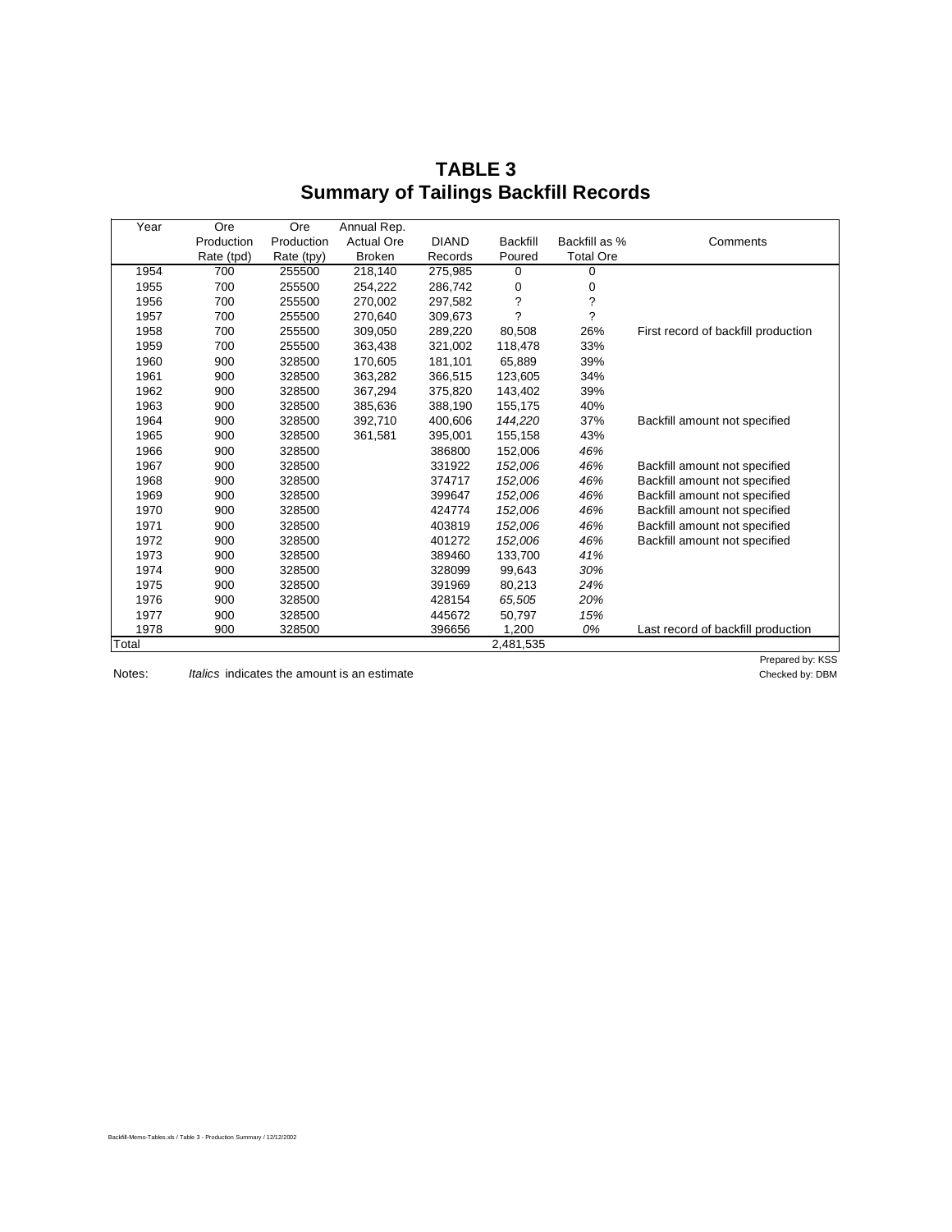# TABLE 3
# Summary of Tailings Backfill Records

| Year | Ore Production Rate (tpd) | Ore Production Rate (tpy) | Annual Rep. Actual Ore Broken | DIAND Records | Backfill Poured | Backfill as % Total Ore | Comments |
|---|---|---|---|---|---|---|---|
| 1954 | 700 | 255500 | 218,140 | 275,985 | 0 | 0 | |
| 1955 | 700 | 255500 | 254,222 | 286,742 | 0 | 0 | |
| 1956 | 700 | 255500 | 270,002 | 297,582 | ? | ? | |
| 1957 | 700 | 255500 | 270,640 | 309,673 | ? | ? | |
| 1958 | 700 | 255500 | 309,050 | 289,220 | 80,508 | 26% | First record of backfill production |
| 1959 | 700 | 255500 | 363,438 | 321,002 | 118,478 | 33% | |
| 1960 | 900 | 328500 | 170,605 | 181,101 | 65,889 | 39% | |
| 1961 | 900 | 328500 | 363,282 | 366,515 | 123,605 | 34% | |
| 1962 | 900 | 328500 | 367,294 | 375,820 | 143,402 | 39% | |
| 1963 | 900 | 328500 | 385,636 | 388,190 | 155,175 | 40% | |
| 1964 | 900 | 328500 | 392,710 | 400,606 | *144,220* | 37% | Backfill amount not specified |
| 1965 | 900 | 328500 | 361,581 | 395,001 | 155,158 | 43% | |
| 1966 | 900 | 328500 | | 386800 | 152,006 | *46%* | |
| 1967 | 900 | 328500 | | 331922 | *152,006* | *46%* | Backfill amount not specified |
| 1968 | 900 | 328500 | | 374717 | *152,006* | *46%* | Backfill amount not specified |
| 1969 | 900 | 328500 | | 399647 | *152,006* | *46%* | Backfill amount not specified |
| 1970 | 900 | 328500 | | 424774 | *152,006* | *46%* | Backfill amount not specified |
| 1971 | 900 | 328500 | | 403819 | *152,006* | *46%* | Backfill amount not specified |
| 1972 | 900 | 328500 | | 401272 | *152,006* | *46%* | Backfill amount not specified |
| 1973 | 900 | 328500 | | 389460 | 133,700 | *41%* | |
| 1974 | 900 | 328500 | | 328099 | 99,643 | *30%* | |
| 1975 | 900 | 328500 | | 391969 | 80,213 | *24%* | |
| 1976 | 900 | 328500 | | 428154 | *65,505* | *20%* | |
| 1977 | 900 | 328500 | | 445672 | 50,797 | *15%* | |
| 1978 | 900 | 328500 | | 396656 | 1,200 | *0%* | Last record of backfill production |
| Total | | | | | 2,481,535 | | |

Prepared by: KSS
Checked by: DBM

Notes: *Italics* indicates the amount is an estimate

Backfill-Memo-Tables.xls / Table 3 - Production Summary / 12/12/2002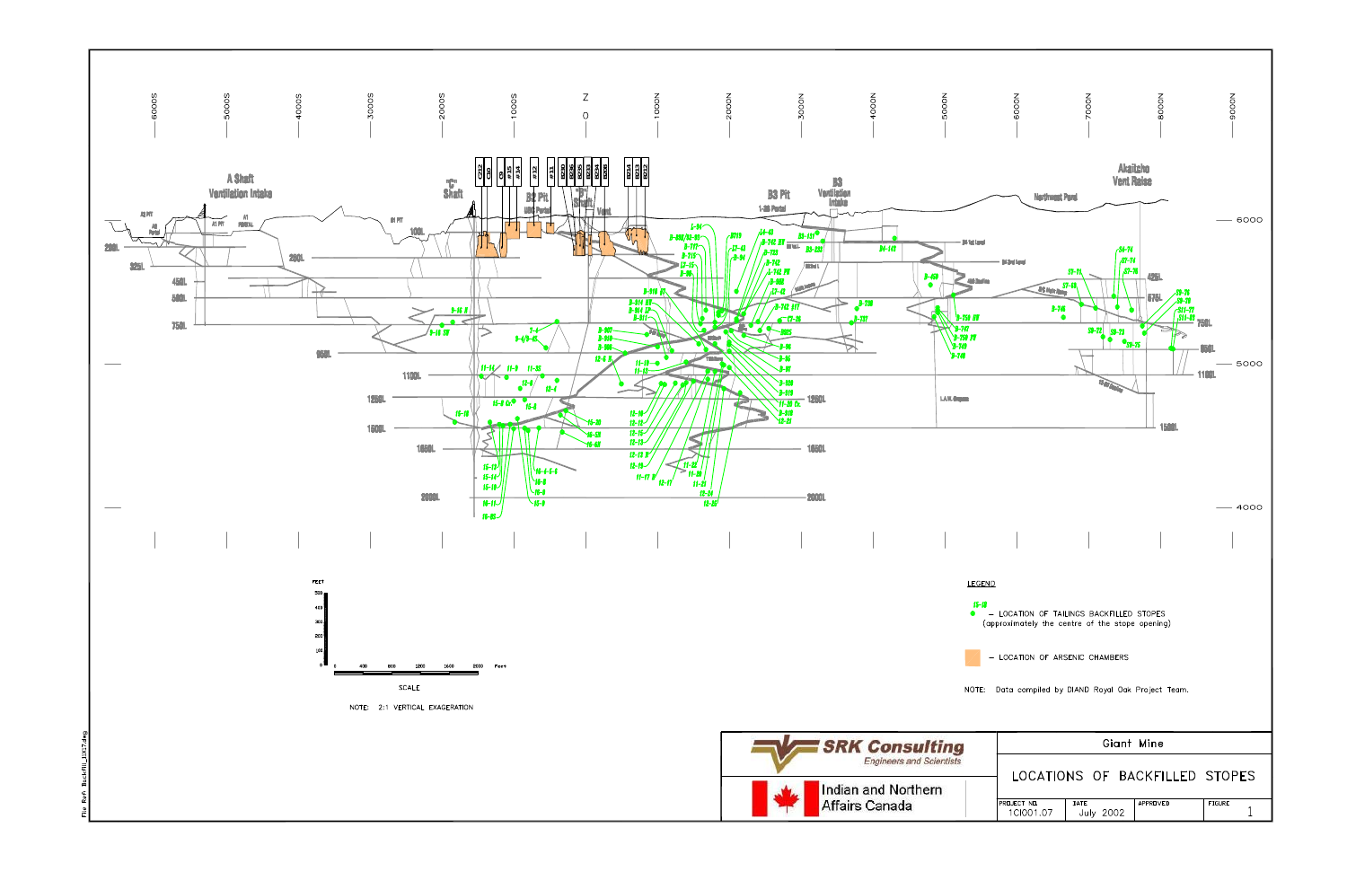LEGEND

– LOCATION OF TAILINGS BACKFILLED STOPES (approximately the centre of the stope opening)

– LOCATION OF ARSENIC CHAMBERS

NOTE: Data compiled by DIAND Royal Oak Project Team.

FEET

SCALE

NOTE: 2:1 VERTICAL EXAGERATION

SRK Consulting
Engineers and Scientists

Indian and Northern Affairs Canada

Giant Mine

LOCATIONS OF BACKFILLED STOPES

| PROJECT NO. | DATE | APPROVED | FIGURE |
|---|---|---|---|
| 1CI001.07 | July 2002 | | 1 |

File Ref: Backfill_11X17.dwg